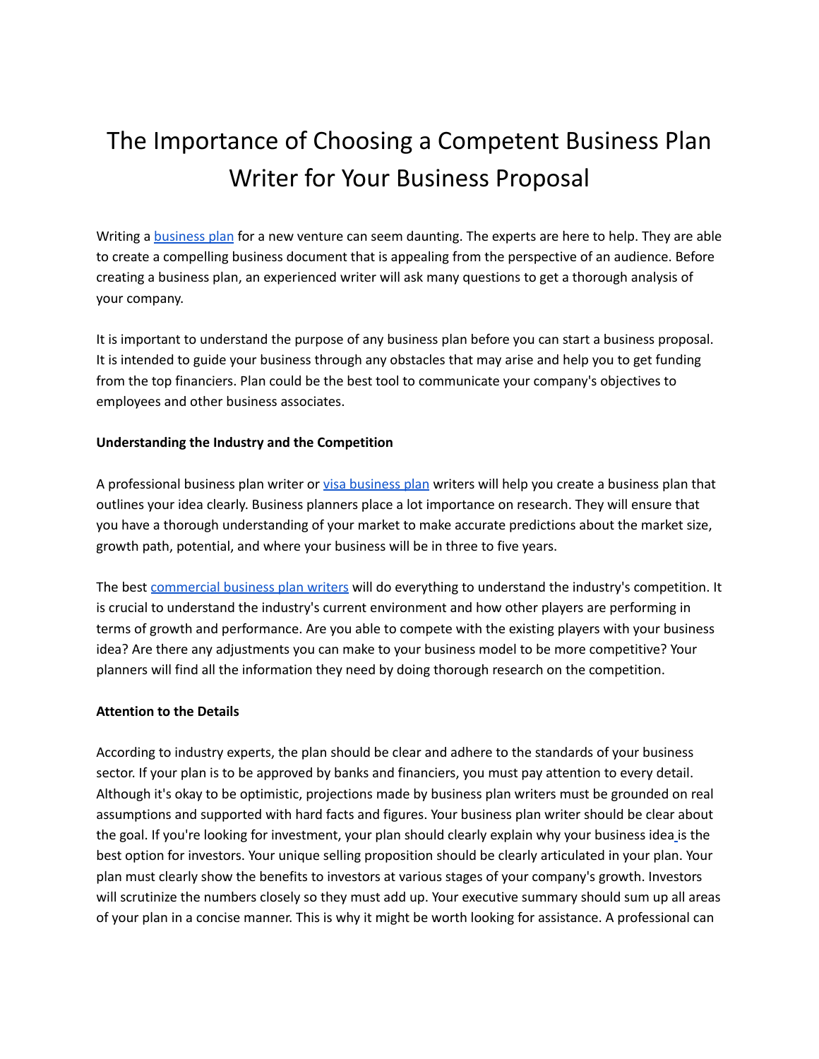# The Importance of Choosing a Competent Business Plan Writer for Your Business Proposal

Writing a business plan for a new venture can seem daunting. The experts are here to help. They are able to create a compelling business document that is appealing from the perspective of an audience. Before creating a business plan, an experienced writer will ask many questions to get a thorough analysis of your company.

It is important to understand the purpose of any business plan before you can start a business proposal. It is intended to guide your business through any obstacles that may arise and help you to get funding from the top financiers. Plan could be the best tool to communicate your company's objectives to employees and other business associates.

**Understanding the Industry and the Competition**

A professional business plan writer or visa business plan writers will help you create a business plan that outlines your idea clearly. Business planners place a lot importance on research. They will ensure that you have a thorough understanding of your market to make accurate predictions about the market size, growth path, potential, and where your business will be in three to five years.

The best commercial business plan writers will do everything to understand the industry's competition. It is crucial to understand the industry's current environment and how other players are performing in terms of growth and performance. Are you able to compete with the existing players with your business idea? Are there any adjustments you can make to your business model to be more competitive? Your planners will find all the information they need by doing thorough research on the competition.

**Attention to the Details**

According to industry experts, the plan should be clear and adhere to the standards of your business sector. If your plan is to be approved by banks and financiers, you must pay attention to every detail. Although it's okay to be optimistic, projections made by business plan writers must be grounded on real assumptions and supported with hard facts and figures. Your business plan writer should be clear about the goal. If you're looking for investment, your plan should clearly explain why your business idea is the best option for investors. Your unique selling proposition should be clearly articulated in your plan. Your plan must clearly show the benefits to investors at various stages of your company's growth. Investors will scrutinize the numbers closely so they must add up. Your executive summary should sum up all areas of your plan in a concise manner. This is why it might be worth looking for assistance. A professional can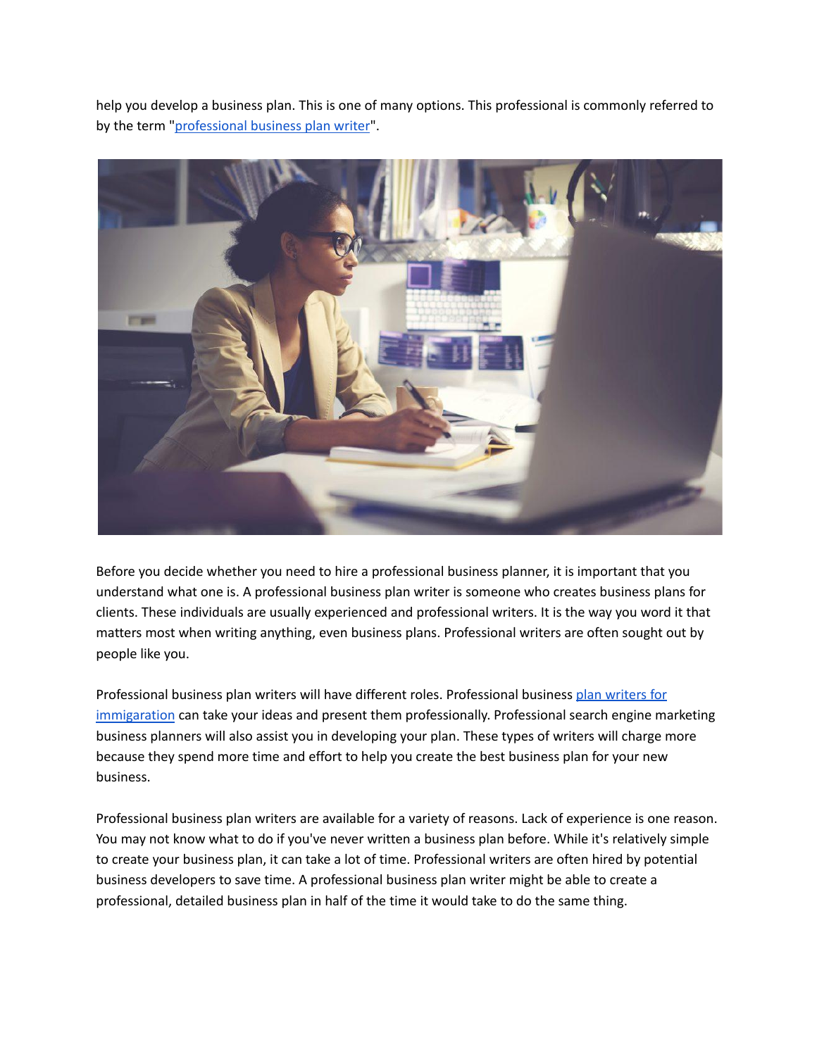help you develop a business plan. This is one of many options. This professional is commonly referred to by the term "[professional business plan writer]".

Before you decide whether you need to hire a professional business planner, it is important that you understand what one is. A professional business plan writer is someone who creates business plans for clients. These individuals are usually experienced and professional writers. It is the way you word it that matters most when writing anything, even business plans. Professional writers are often sought out by people like you.

Professional business plan writers will have different roles. Professional business [plan writers for immigaration] can take your ideas and present them professionally. Professional search engine marketing business planners will also assist you in developing your plan. These types of writers will charge more because they spend more time and effort to help you create the best business plan for your new business.

Professional business plan writers are available for a variety of reasons. Lack of experience is one reason. You may not know what to do if you've never written a business plan before. While it's relatively simple to create your business plan, it can take a lot of time. Professional writers are often hired by potential business developers to save time. A professional business plan writer might be able to create a professional, detailed business plan in half of the time it would take to do the same thing.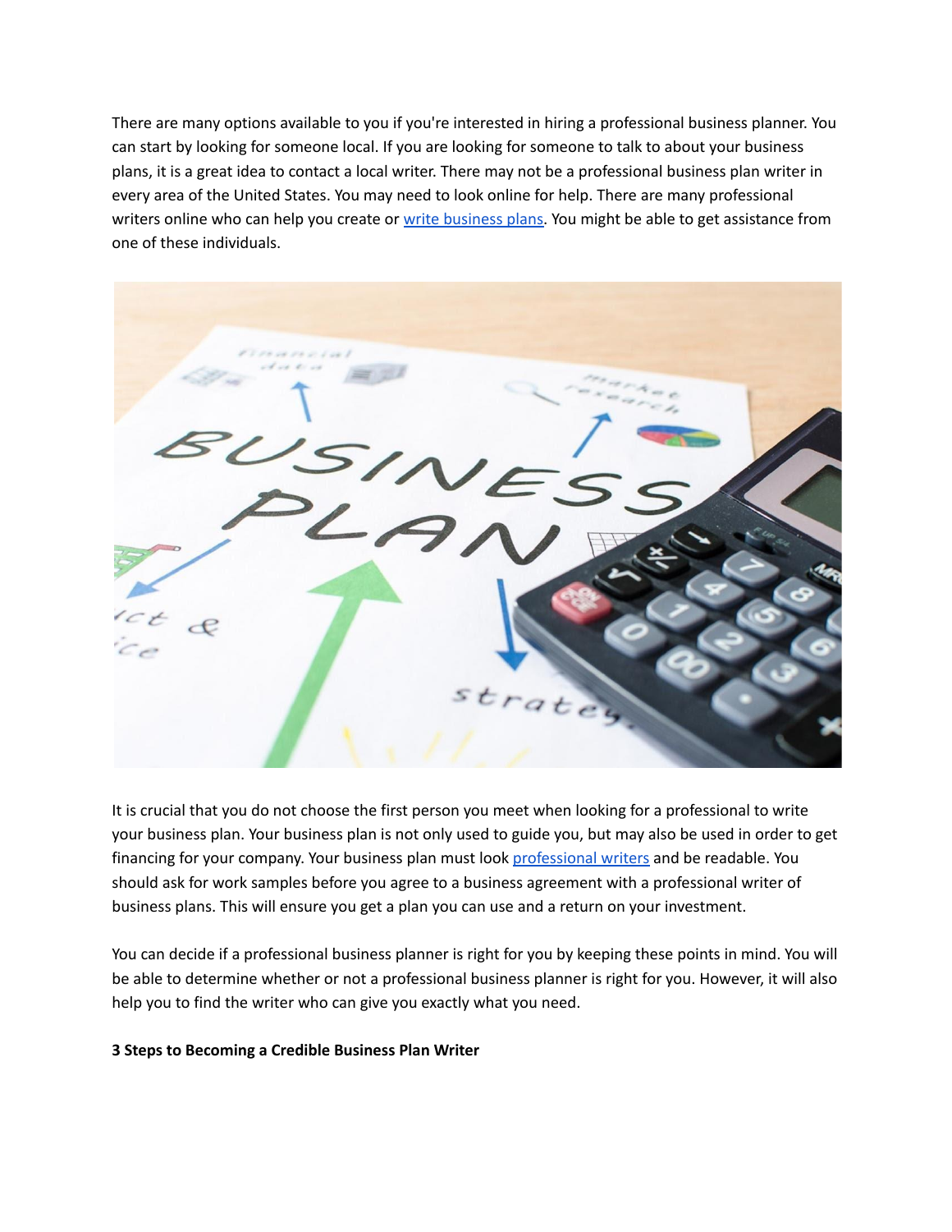There are many options available to you if you're interested in hiring a professional business planner. You can start by looking for someone local. If you are looking for someone to talk to about your business plans, it is a great idea to contact a local writer. There may not be a professional business plan writer in every area of the United States. You may need to look online for help. There are many professional writers online who can help you create or [write business plans](). You might be able to get assistance from one of these individuals.

It is crucial that you do not choose the first person you meet when looking for a professional to write your business plan. Your business plan is not only used to guide you, but may also be used in order to get financing for your company. Your business plan must look [professional writers]() and be readable. You should ask for work samples before you agree to a business agreement with a professional writer of business plans. This will ensure you get a plan you can use and a return on your investment.

You can decide if a professional business planner is right for you by keeping these points in mind. You will be able to determine whether or not a professional business planner is right for you. However, it will also help you to find the writer who can give you exactly what you need.

**3 Steps to Becoming a Credible Business Plan Writer**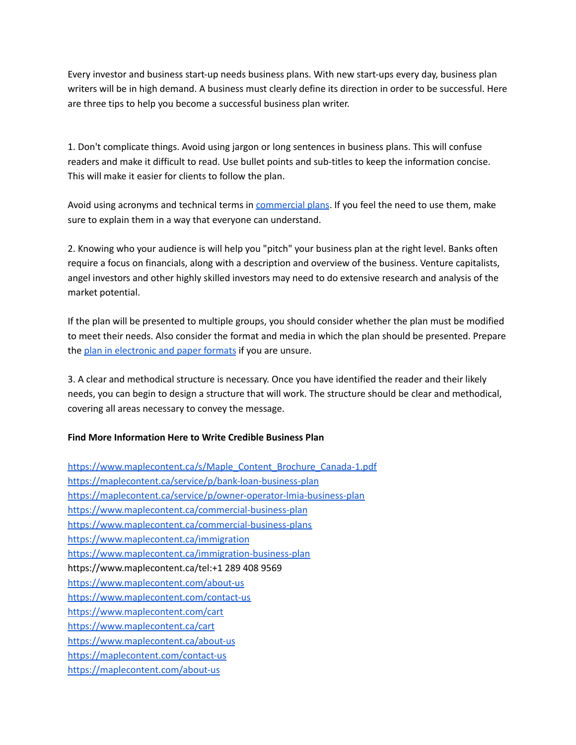Every investor and business start-up needs business plans. With new start-ups every day, business plan writers will be in high demand. A business must clearly define its direction in order to be successful. Here are three tips to help you become a successful business plan writer.

1. Don't complicate things. Avoid using jargon or long sentences in business plans. This will confuse readers and make it difficult to read. Use bullet points and sub-titles to keep the information concise. This will make it easier for clients to follow the plan.

Avoid using acronyms and technical terms in commercial plans. If you feel the need to use them, make sure to explain them in a way that everyone can understand.

2. Knowing who your audience is will help you "pitch" your business plan at the right level. Banks often require a focus on financials, along with a description and overview of the business. Venture capitalists, angel investors and other highly skilled investors may need to do extensive research and analysis of the market potential.

If the plan will be presented to multiple groups, you should consider whether the plan must be modified to meet their needs. Also consider the format and media in which the plan should be presented. Prepare the plan in electronic and paper formats if you are unsure.

3. A clear and methodical structure is necessary. Once you have identified the reader and their likely needs, you can begin to design a structure that will work. The structure should be clear and methodical, covering all areas necessary to convey the message.

**Find More Information Here to Write Credible Business Plan**

https://www.maplecontent.ca/s/Maple_Content_Brochure_Canada-1.pdf
https://maplecontent.ca/service/p/bank-loan-business-plan
https://maplecontent.ca/service/p/owner-operator-lmia-business-plan
https://www.maplecontent.ca/commercial-business-plan
https://www.maplecontent.ca/commercial-business-plans
https://www.maplecontent.ca/immigration
https://www.maplecontent.ca/immigration-business-plan
https://www.maplecontent.ca/tel:+1 289 408 9569
https://www.maplecontent.com/about-us
https://www.maplecontent.com/contact-us
https://www.maplecontent.com/cart
https://www.maplecontent.ca/cart
https://www.maplecontent.ca/about-us
https://maplecontent.com/contact-us
https://maplecontent.com/about-us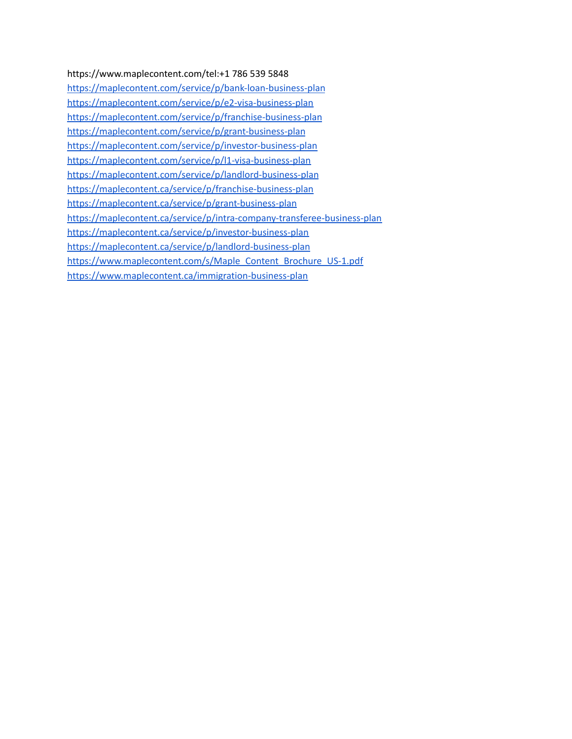https://www.maplecontent.com/tel:+1 786 539 5848

https://maplecontent.com/service/p/bank-loan-business-plan

https://maplecontent.com/service/p/e2-visa-business-plan

https://maplecontent.com/service/p/franchise-business-plan

https://maplecontent.com/service/p/grant-business-plan

https://maplecontent.com/service/p/investor-business-plan

https://maplecontent.com/service/p/l1-visa-business-plan

https://maplecontent.com/service/p/landlord-business-plan

https://maplecontent.ca/service/p/franchise-business-plan

https://maplecontent.ca/service/p/grant-business-plan

https://maplecontent.ca/service/p/intra-company-transferee-business-plan

https://maplecontent.ca/service/p/investor-business-plan

https://maplecontent.ca/service/p/landlord-business-plan

https://www.maplecontent.com/s/Maple_Content_Brochure_US-1.pdf

https://www.maplecontent.ca/immigration-business-plan